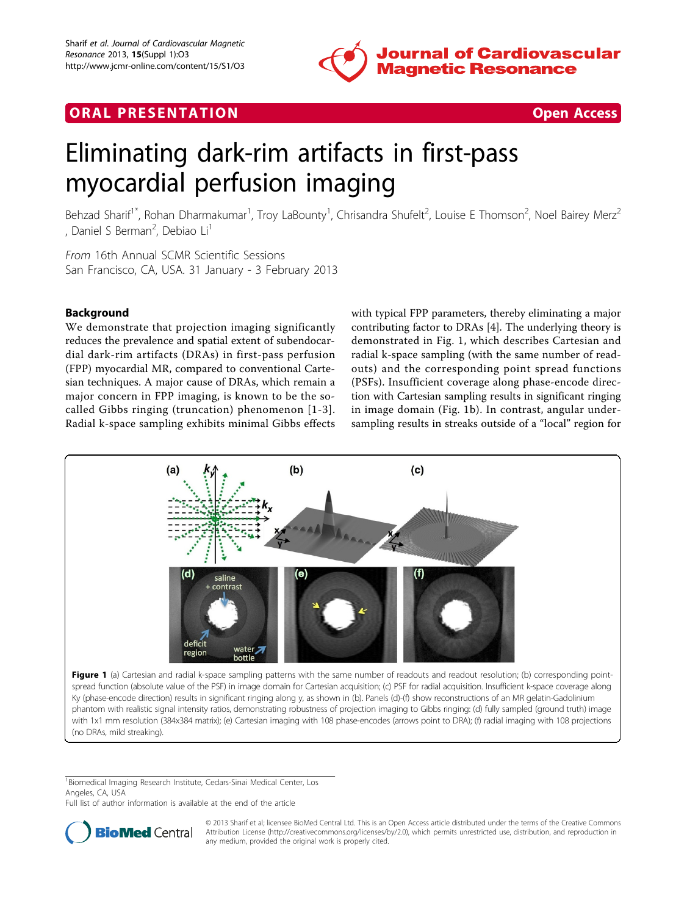ORAL PRESENTATION Open Access

# Eliminating dark-rim artifacts in first-pass myocardial perfusion imaging

Behzad Sharif[1*], Rohan Dharmakumar[1], Troy LaBounty[1], Chrisandra Shufelt[2], Louise E Thomson[2], Noel Bairey Merz[2], Daniel S Berman[2], Debiao Li[1]

*From* 16th Annual SCMR Scientific Sessions
San Francisco, CA, USA. 31 January - 3 February 2013

## Background

We demonstrate that projection imaging significantly reduces the prevalence and spatial extent of subendocardial dark-rim artifacts (DRAs) in first-pass perfusion (FPP) myocardial MR, compared to conventional Cartesian techniques. A major cause of DRAs, which remain a major concern in FPP imaging, is known to be the so-called Gibbs ringing (truncation) phenomenon [1-3]. Radial k-space sampling exhibits minimal Gibbs effects with typical FPP parameters, thereby eliminating a major contributing factor to DRAs [4]. The underlying theory is demonstrated in Fig. 1, which describes Cartesian and radial k-space sampling (with the same number of readouts) and the corresponding point spread functions (PSFs). Insufficient coverage along phase-encode direction with Cartesian sampling results in significant ringing in image domain (Fig. 1b). In contrast, angular undersampling results in streaks outside of a "local" region for

**Figure 1** (a) Cartesian and radial k-space sampling patterns with the same number of readouts and readout resolution; (b) corresponding point-spread function (absolute value of the PSF) in image domain for Cartesian acquisition; (c) PSF for radial acquisition. Insufficient k-space coverage along Ky (phase-encode direction) results in significant ringing along y, as shown in (b). Panels (d)-(f) show reconstructions of an MR gelatin-Gadolinium phantom with realistic signal intensity ratios, demonstrating robustness of projection imaging to Gibbs ringing: (d) fully sampled (ground truth) image with 1x1 mm resolution (384x384 matrix); (e) Cartesian imaging with 108 phase-encodes (arrows point to DRA); (f) radial imaging with 108 projections (no DRAs, mild streaking).

[1]Biomedical Imaging Research Institute, Cedars-Sinai Medical Center, Los Angeles, CA, USA
Full list of author information is available at the end of the article

© 2013 Sharif et al; licensee BioMed Central Ltd. This is an Open Access article distributed under the terms of the Creative Commons Attribution License (http://creativecommons.org/licenses/by/2.0), which permits unrestricted use, distribution, and reproduction in any medium, provided the original work is properly cited.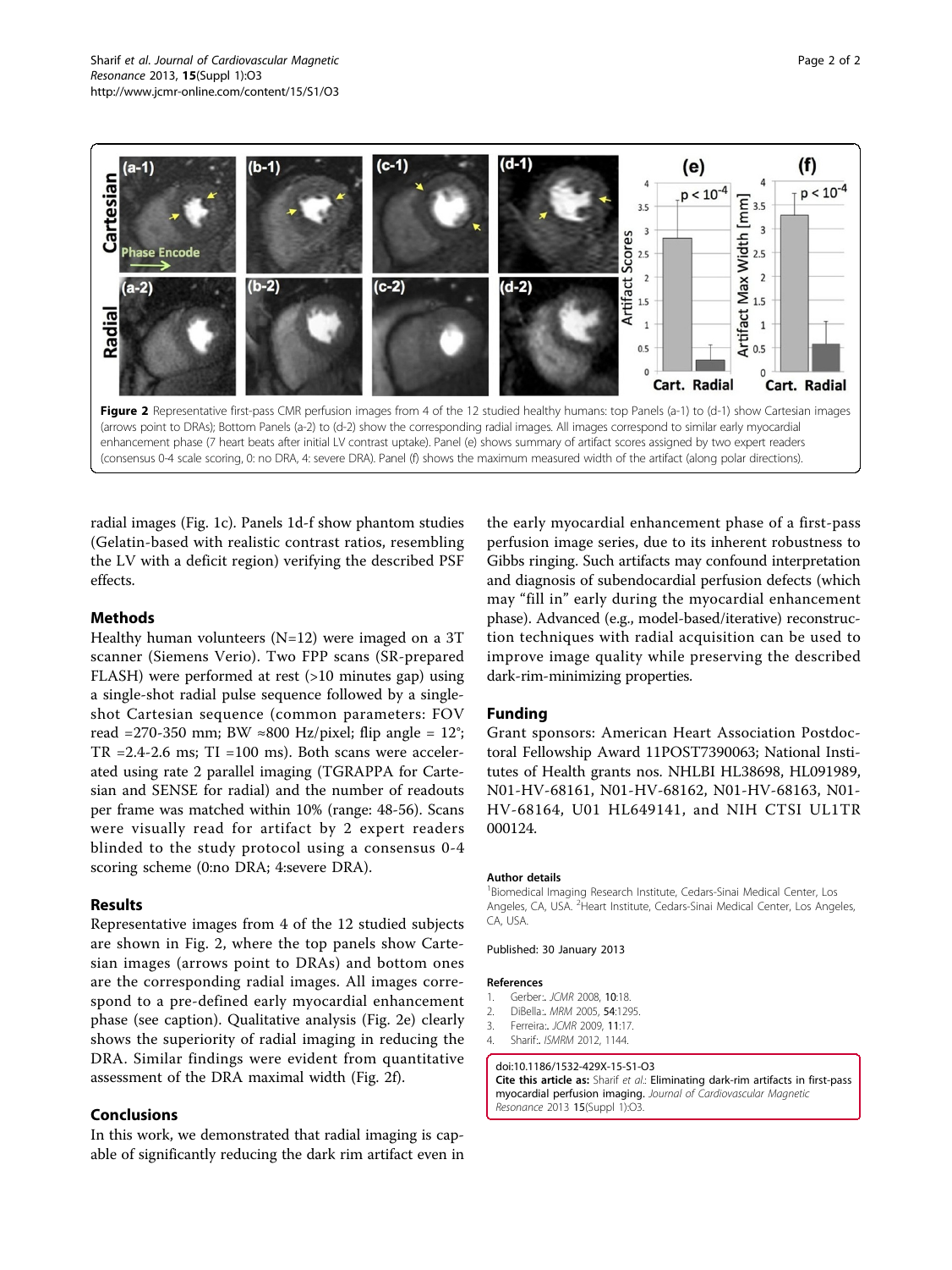(a-1) (b-1) (c-1) (d-1) (e) (f)

Cartesian

Phase Encode

(a-2) (b-2) (c-2) (d-2)

Radial

Artifact Scores

$p < 10^{-4}$

4 3.5 3 2.5 2 1.5 1 0.5 0

Cart. Radial

Artifact Max Width [mm]

$p < 10^{-4}$

4 3.5 3 2.5 2 1.5 1 0.5 0

Cart. Radial

**Figure 2** Representative first-pass CMR perfusion images from 4 of the 12 studied healthy humans: top Panels (a-1) to (d-1) show Cartesian images (arrows point to DRAs); Bottom Panels (a-2) to (d-2) show the corresponding radial images. All images correspond to similar early myocardial enhancement phase (7 heart beats after initial LV contrast uptake). Panel (e) shows summary of artifact scores assigned by two expert readers (consensus 0-4 scale scoring, 0: no DRA, 4: severe DRA). Panel (f) shows the maximum measured width of the artifact (along polar directions).

radial images (Fig. 1c). Panels 1d-f show phantom studies (Gelatin-based with realistic contrast ratios, resembling the LV with a deficit region) verifying the described PSF effects.

## Methods

Healthy human volunteers (N=12) were imaged on a 3T scanner (Siemens Verio). Two FPP scans (SR-prepared FLASH) were performed at rest (>10 minutes gap) using a single-shot radial pulse sequence followed by a single-shot Cartesian sequence (common parameters: FOV read =270-350 mm; BW ≈800 Hz/pixel; flip angle = 12°; TR =2.4-2.6 ms; TI =100 ms). Both scans were accelerated using rate 2 parallel imaging (TGRAPPA for Cartesian and SENSE for radial) and the number of readouts per frame was matched within 10% (range: 48-56). Scans were visually read for artifact by 2 expert readers blinded to the study protocol using a consensus 0-4 scoring scheme (0:no DRA; 4:severe DRA).

## Results

Representative images from 4 of the 12 studied subjects are shown in Fig. 2, where the top panels show Cartesian images (arrows point to DRAs) and bottom ones are the corresponding radial images. All images correspond to a pre-defined early myocardial enhancement phase (see caption). Qualitative analysis (Fig. 2e) clearly shows the superiority of radial imaging in reducing the DRA. Similar findings were evident from quantitative assessment of the DRA maximal width (Fig. 2f).

## Conclusions

In this work, we demonstrated that radial imaging is capable of significantly reducing the dark rim artifact even in the early myocardial enhancement phase of a first-pass perfusion image series, due to its inherent robustness to Gibbs ringing. Such artifacts may confound interpretation and diagnosis of subendocardial perfusion defects (which may "fill in" early during the myocardial enhancement phase). Advanced (e.g., model-based/iterative) reconstruction techniques with radial acquisition can be used to improve image quality while preserving the described dark-rim-minimizing properties.

## Funding

Grant sponsors: American Heart Association Postdoctoral Fellowship Award 11POST7390063; National Institutes of Health grants nos. NHLBI HL38698, HL091989, N01-HV-68161, N01-HV-68162, N01-HV-68163, N01-HV-68164, U01 HL649141, and NIH CTSI UL1TR 000124.

**Author details**

[1]Biomedical Imaging Research Institute, Cedars-Sinai Medical Center, Los Angeles, CA, USA. [2]Heart Institute, Cedars-Sinai Medical Center, Los Angeles, CA, USA.

Published: 30 January 2013

**References**

1. Gerber:. *JCMR* 2008, **10**:18.
2. DiBella:. *MRM* 2005, **54**:1295.
3. Ferreira:. *JCMR* 2009, **11**:17.
4. Sharif:. *ISMRM* 2012, 1144.

doi:10.1186/1532-429X-15-S1-O3

**Cite this article as:** Sharif *et al.*: Eliminating dark-rim artifacts in first-pass myocardial perfusion imaging. *Journal of Cardiovascular Magnetic Resonance* 2013 **15**(Suppl 1):O3.